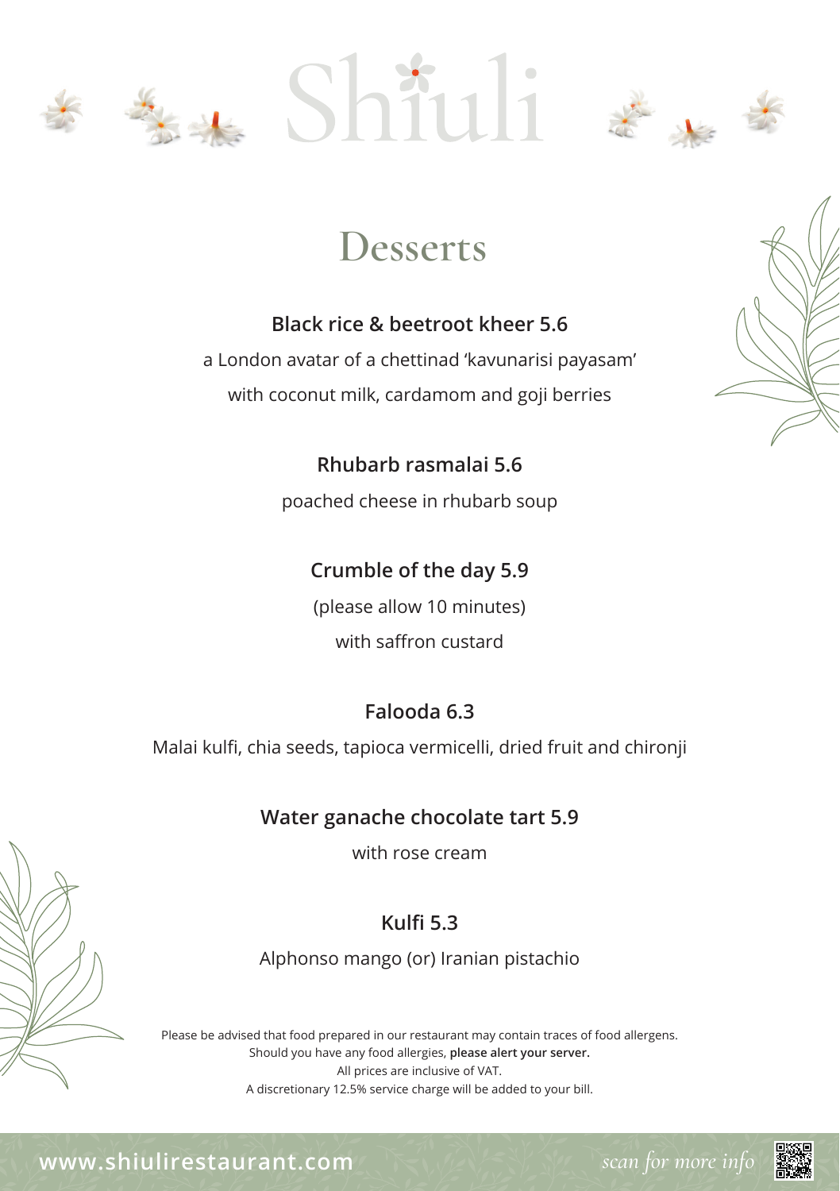# Shiuli

## Desserts

**Black rice & beetroot kheer 5.6**

a London avatar of a chettinad 'kavunarisi payasam'

with coconut milk, cardamom and goji berries

**Rhubarb rasmalai 5.6**

poached cheese in rhubarb soup

**Crumble of the day 5.9**

(please allow 10 minutes)

with saffron custard

**Falooda 6.3**

Malai kulfi, chia seeds, tapioca vermicelli, dried fruit and chironji

**Water ganache chocolate tart 5.9**

with rose cream

**Kulfi 5.3**

Alphonso mango (or) Iranian pistachio

Please be advised that food prepared in our restaurant may contain traces of food allergens.
Should you have any food allergies, **please alert your server.**
All prices are inclusive of VAT.
A discretionary 12.5% service charge will be added to your bill.

www.shiulirestaurant.com

*scan for more info*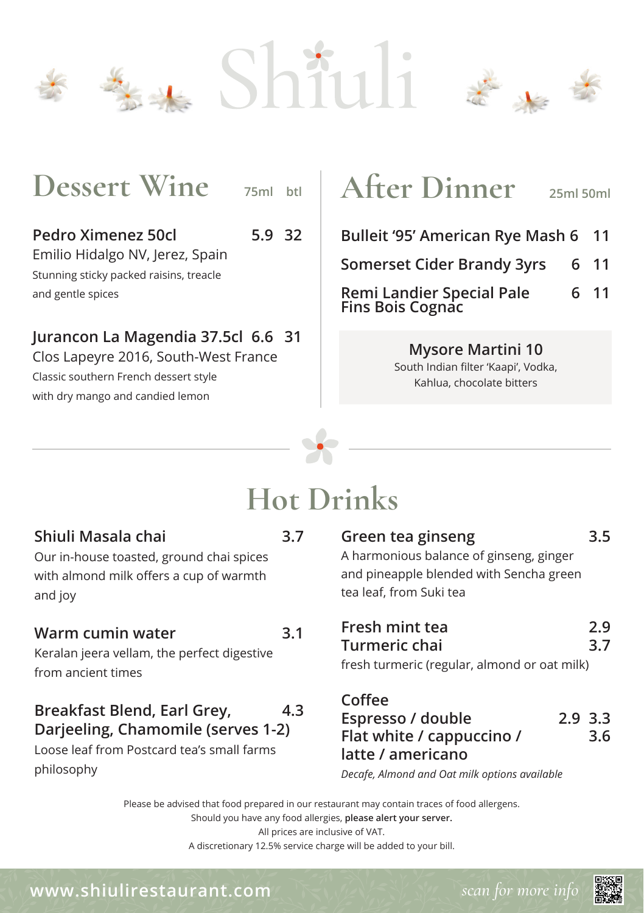# Shiuli

## Dessert Wine

75ml btl

**Pedro Ximenez 50cl** 5.9 32
Emilio Hidalgo NV, Jerez, Spain
Stunning sticky packed raisins, treacle and gentle spices

**Jurancon La Magendia 37.5cl** 6.6 31
Clos Lapeyre 2016, South-West France
Classic southern French dessert style with dry mango and candied lemon

## After Dinner

25ml 50ml

**Bulleit '95' American Rye Mash** 6 11

**Somerset Cider Brandy 3yrs** 6 11

**Remi Landier Special Pale Fins Bois Cognac** 6 11

**Mysore Martini 10**
South Indian filter 'Kaapi', Vodka, Kahlua, chocolate bitters

## Hot Drinks

**Shiuli Masala chai** 3.7
Our in-house toasted, ground chai spices with almond milk offers a cup of warmth and joy

**Warm cumin water** 3.1
Keralan jeera vellam, the perfect digestive from ancient times

**Breakfast Blend, Earl Grey, Darjeeling, Chamomile (serves 1-2)** 4.3
Loose leaf from Postcard tea's small farms philosophy

**Green tea ginseng** 3.5
A harmonious balance of ginseng, ginger and pineapple blended with Sencha green tea leaf, from Suki tea

**Fresh mint tea** 2.9

**Turmeric chai** 3.7
fresh turmeric (regular, almond or oat milk)

**Coffee**
**Espresso / double** 2.9 3.3
**Flat white / cappuccino / latte / americano** 3.6
*Decafe, Almond and Oat milk options available*

Please be advised that food prepared in our restaurant may contain traces of food allergens.
Should you have any food allergies, **please alert your server.**
All prices are inclusive of VAT.
A discretionary 12.5% service charge will be added to your bill.

www.shiulirestaurant.com

*scan for more info*